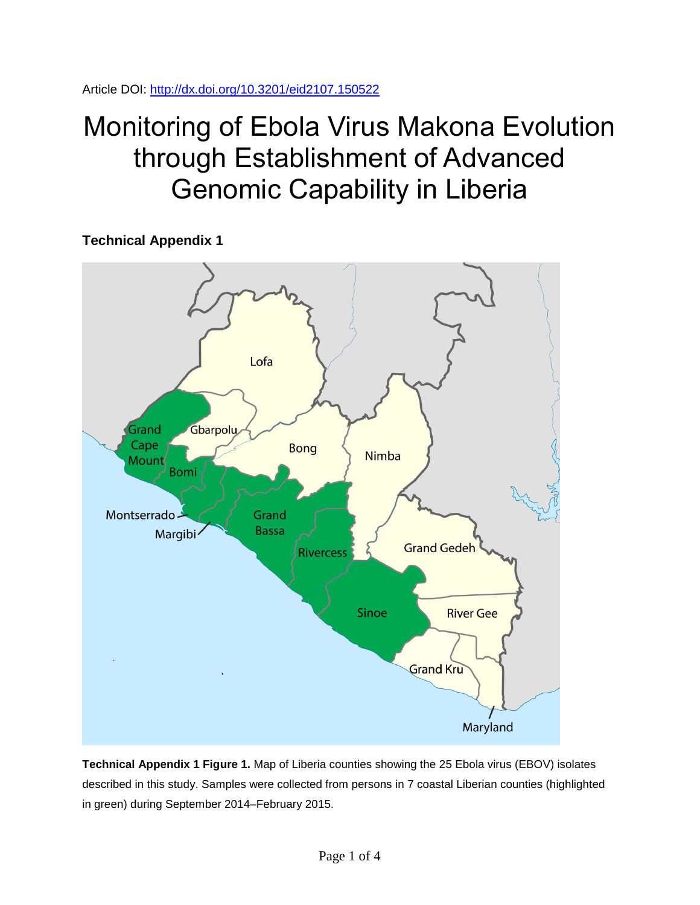Article DOI: http://dx.doi.org/10.3201/eid2107.150522

# Monitoring of Ebola Virus Makona Evolution through Establishment of Advanced Genomic Capability in Liberia

## Technical Appendix 1

Lofa

Grand Cape Mount

Gbarpolu

Bong

Nimba

Bomi

Montserrado

Margibi

Grand Bassa

Rivercess

Grand Gedeh

Sinoe

River Gee

Grand Kru

Maryland

**Technical Appendix 1 Figure 1.** Map of Liberia counties showing the 25 Ebola virus (EBOV) isolates described in this study. Samples were collected from persons in 7 coastal Liberian counties (highlighted in green) during September 2014–February 2015.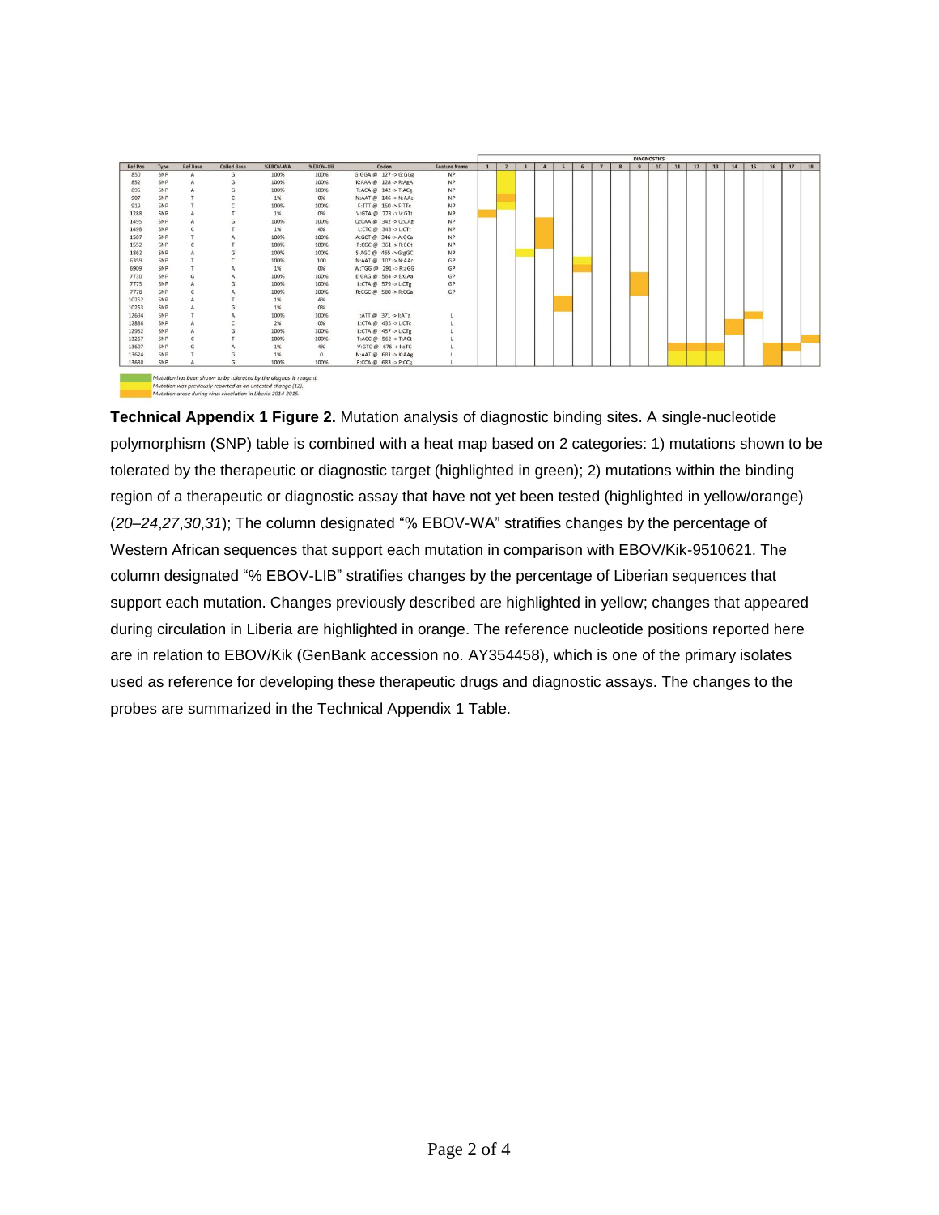| Ref Pos | Type | Ref Base | Called Base | %EBOV-WA | %EBOV-LIB | Codon | Feature Name |
|---|---|---|---|---|---|---|---|
| 850 | SNP | A | G | 100% | 100% | G:GGA @ 127 -> G:GGg | NP |
| 852 | SNP | A | G | 100% | 100% | K:AAA @ 128 -> R:AgA | NP |
| 895 | SNP | A | G | 100% | 100% | T:ACA @ 142 -> T:ACg | NP |
| 907 | SNP | T | C | 1% | 0% | N:AAT @ 146 -> N:AAc | NP |
| 919 | SNP | T | C | 100% | 100% | F:TTT @ 150 -> F:TTc | NP |
| 1288 | SNP | A | T | 1% | 0% | V:GTA @ 273 -> V:GTt | NP |
| 1495 | SNP | A | G | 100% | 100% | Q:CAA @ 342 -> Q:CAg | NP |
| 1498 | SNP | C | T | 1% | 4% | L:CTC @ 343 -> L:CTt | NP |
| 1507 | SNP | T | A | 100% | 100% | A:GCT @ 346 -> A:GCa | NP |
| 1552 | SNP | C | T | 100% | 100% | R:CGC @ 361 -> R:CGt | NP |
| 1862 | SNP | A | G | 100% | 100% | S:AGC @ 465 -> G:gGC | NP |
| 6359 | SNP | T | C | 100% | 100 | N:AAT @ 107 -> N:AAc | GP |
| 6909 | SNP | T | A | 1% | 0% | W:TGG @ 291 -> R:aGG | GP |
| 7730 | SNP | G | A | 100% | 100% | E:GAG @ 564 -> E:GAa | GP |
| 7775 | SNP | A | G | 100% | 100% | L:CTA @ 579 -> L:CTg | GP |
| 7778 | SNP | C | A | 100% | 100% | R:CGC @ 580 -> R:CGa | GP |
| 10252 | SNP | A | T | 1% | 4% | | |
| 10253 | SNP | A | G | 1% | 0% | | |
| 12694 | SNP | T | A | 100% | 100% | I:ATT @ 371 -> I:ATa | L |
| 12886 | SNP | A | C | 2% | 0% | L:CTA @ 435 -> L:CTc | L |
| 12952 | SNP | A | G | 100% | 100% | L:CTA @ 457 -> L:CTg | L |
| 13267 | SNP | C | T | 100% | 100% | T:ACC @ 562 -> T:ACt | L |
| 13607 | SNP | G | A | 1% | 4% | V:GTC @ 676 -> I:aTC | L |
| 13624 | SNP | T | G | 1% | 0 | N:AAT @ 681 -> K:AAg | L |
| 13630 | SNP | A | G | 100% | 100% | P:CCA @ 683 -> P:CCg | L |

Mutation has been shown to be tolerated by the diagnostic reagent.
Mutation was previously reported as an untested change (12).
Mutation arose during virus circulation in Liberia 2014-2015.

**Technical Appendix 1 Figure 2.** Mutation analysis of diagnostic binding sites. A single-nucleotide polymorphism (SNP) table is combined with a heat map based on 2 categories: 1) mutations shown to be tolerated by the therapeutic or diagnostic target (highlighted in green); 2) mutations within the binding region of a therapeutic or diagnostic assay that have not yet been tested (highlighted in yellow/orange) (*20*–*24*,*27*,*30*,*31*); The column designated "% EBOV-WA" stratifies changes by the percentage of Western African sequences that support each mutation in comparison with EBOV/Kik-9510621. The column designated "% EBOV-LIB" stratifies changes by the percentage of Liberian sequences that support each mutation. Changes previously described are highlighted in yellow; changes that appeared during circulation in Liberia are highlighted in orange. The reference nucleotide positions reported here are in relation to EBOV/Kik (GenBank accession no. AY354458), which is one of the primary isolates used as reference for developing these therapeutic drugs and diagnostic assays. The changes to the probes are summarized in the Technical Appendix 1 Table.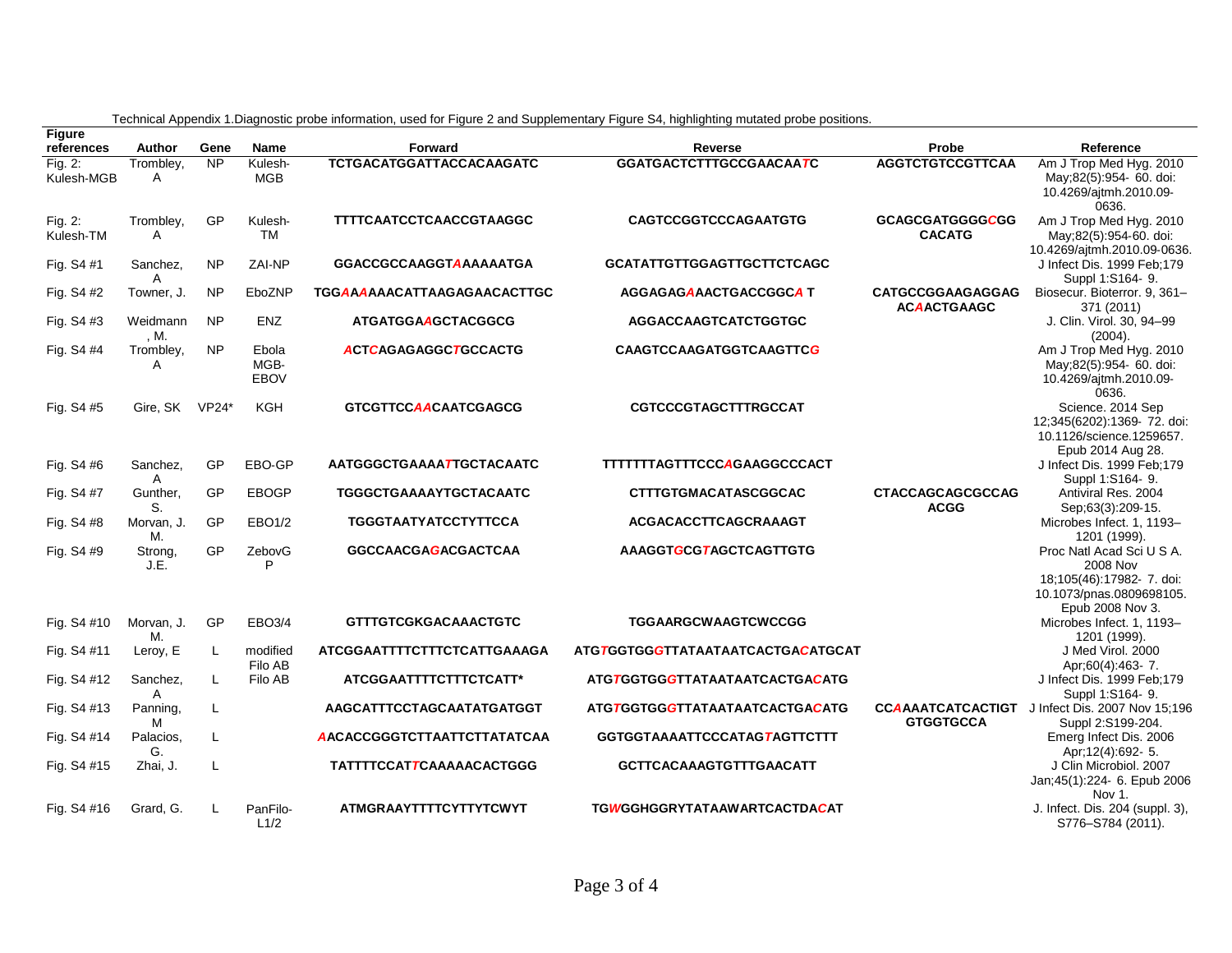Technical Appendix 1.Diagnostic probe information, used for Figure 2 and Supplementary Figure S4, highlighting mutated probe positions.

| Figure references | Author | Gene | Name | Forward | Reverse | Probe | Reference |
|---|---|---|---|---|---|---|---|
| Fig. 2: Kulesh-MGB | Trombley, A | NP | Kulesh-MGB | **TCTGACATGGATTACCACAAGATC** | **GGATGACTCTTTGCCGAACAA*T*C** | **AGGTCTGTCCGTTCAA** | Am J Trop Med Hyg. 2010 May;82(5):954- 60. doi: 10.4269/ajtmh.2010.09-0636. |
| Fig. 2: Kulesh-TM | Trombley, A | GP | Kulesh-TM | **TTTTCAATCCTCAACCGTAAGGC** | **CAGTCCGGTCCCAGAATGTG** | **GCAGCGATGGGG*C*GGCACATG** | Am J Trop Med Hyg. 2010 May;82(5):954-60. doi: 10.4269/ajtmh.2010.09-0636. |
| Fig. S4 #1 | Sanchez, A | NP | ZAI-NP | **GGACCGCCAAGGT*A*AAAAATGA** | **GCATATTGTTGGAGTTGCTTCTCAGC** | | J Infect Dis. 1999 Feb;179 Suppl 1:S164- 9. |
| Fig. S4 #2 | Towner, J. | NP | EboZNP | **TGG*A*A*A*AAACATTAAGAGAACACTTGC** | **AGGAGAG*A*AACTGACCGGC*A* T** | **CATGCCGGAAGAGGAGAC*A*ACTGAAGC** | Biosecur. Bioterror. 9, 361–371 (2011) |
| Fig. S4 #3 | Weidmann, M. | NP | ENZ | **ATGATGGA*A*GCTACGGCG** | **AGGACCAAGTCATCTGGTGC** | | J. Clin. Virol. 30, 94–99 (2004). |
| Fig. S4 #4 | Trombley, A | NP | Ebola MGB-EBOV | ***A*CT*C*AGAGAGGC*T*GCCACTG** | **CAAGTCCAAGATGGTCAAGTTC*G*** | | Am J Trop Med Hyg. 2010 May;82(5):954- 60. doi: 10.4269/ajtmh.2010.09-0636. |
| Fig. S4 #5 | Gire, SK | VP24* | KGH | **GTCGTTCC*A*A*C*AATCGAGCG** | **CGTCCCGTAGCTTTRGCCAT** | | Science. 2014 Sep 12;345(6202):1369- 72. doi: 10.1126/science.1259657. Epub 2014 Aug 28. |
| Fig. S4 #6 | Sanchez, A | GP | EBO-GP | **AATGGGCTGAAAA*T*TGCTACAATC** | **TTTTTTTAGTTTCCC*A*GAAGGCCCACT** | | J Infect Dis. 1999 Feb;179 Suppl 1:S164- 9. |
| Fig. S4 #7 | Gunther, S. | GP | EBOGP | **TGGGCTGAAAAYTGCTACAATC** | **CTTTGTGMACATASCGGCAC** | **CTACCAGCAGCGCCAGACGG** | Antiviral Res. 2004 Sep;63(3):209-15. |
| Fig. S4 #8 | Morvan, J. M. | GP | EBO1/2 | **TGGGTAATYATCCTYTTCCA** | **ACGACACCTTCAGCRAAAGT** | | Microbes Infect. 1, 1193–1201 (1999). |
| Fig. S4 #9 | Strong, J.E. | GP | ZebovGP | **GGCCAACGA*G*ACGACTCAA** | **AAAGGT*G*CG*T*AGCTCAGTTGTG** | | Proc Natl Acad Sci U S A. 2008 Nov 18;105(46):17982- 7. doi: 10.1073/pnas.0809698105. Epub 2008 Nov 3. |
| Fig. S4 #10 | Morvan, J. M. | GP | EBO3/4 | **GTTTGTCGKGACAAACTGTC** | **TGGAARGCWAAGTCWCCGG** | | Microbes Infect. 1, 1193–1201 (1999). |
| Fig. S4 #11 | Leroy, E | L | modified Filo AB | **ATCGGAATTTTCTTTCTCATTGAAAGA** | **ATG*T*GGTGG*G*TTATAATAATCACTGA*C*ATGCAT** | | J Med Virol. 2000 Apr;60(4):463- 7. |
| Fig. S4 #12 | Sanchez, A | L | Filo AB | **ATCGGAATTTTCTTTCTCATT*** | **ATG*T*GGTGG*G*TTATAATAATCACTGA*C*ATG** | | J Infect Dis. 1999 Feb;179 Suppl 1:S164- 9. |
| Fig. S4 #13 | Panning, M | L | | **AAGCATTTCCTAGCAATATGATGGT** | **ATG*T*GGTGG*G*TTATAATAATCACTGA*C*ATG** | **CC*A*AAATCATCACTGTGTGGTGCCA** | J Infect Dis. 2007 Nov 15;196 Suppl 2:S199-204. |
| Fig. S4 #14 | Palacios, G. | L | | ***A*ACACCGGGTCTTAATTCTTATATCAA** | **GGTGGTAAAATTCCCATAG*T*AGTTCTTT** | | Emerg Infect Dis. 2006 Apr;12(4):692- 5. |
| Fig. S4 #15 | Zhai, J. | L | | **TATTTTCCAT*T*CAAAAACACTGGG** | **GCTTCACAAAGTGTTTGAACATT** | | J Clin Microbiol. 2007 Jan;45(1):224- 6. Epub 2006 Nov 1. |
| Fig. S4 #16 | Grard, G. | L | PanFilo-L1/2 | **ATMGRAAYTTTTCYTTYTCWYT** | **TG*W*GGHGGRYTATAAWARTCACTDA*C*AT** | | J. Infect. Dis. 204 (suppl. 3), S776–S784 (2011). |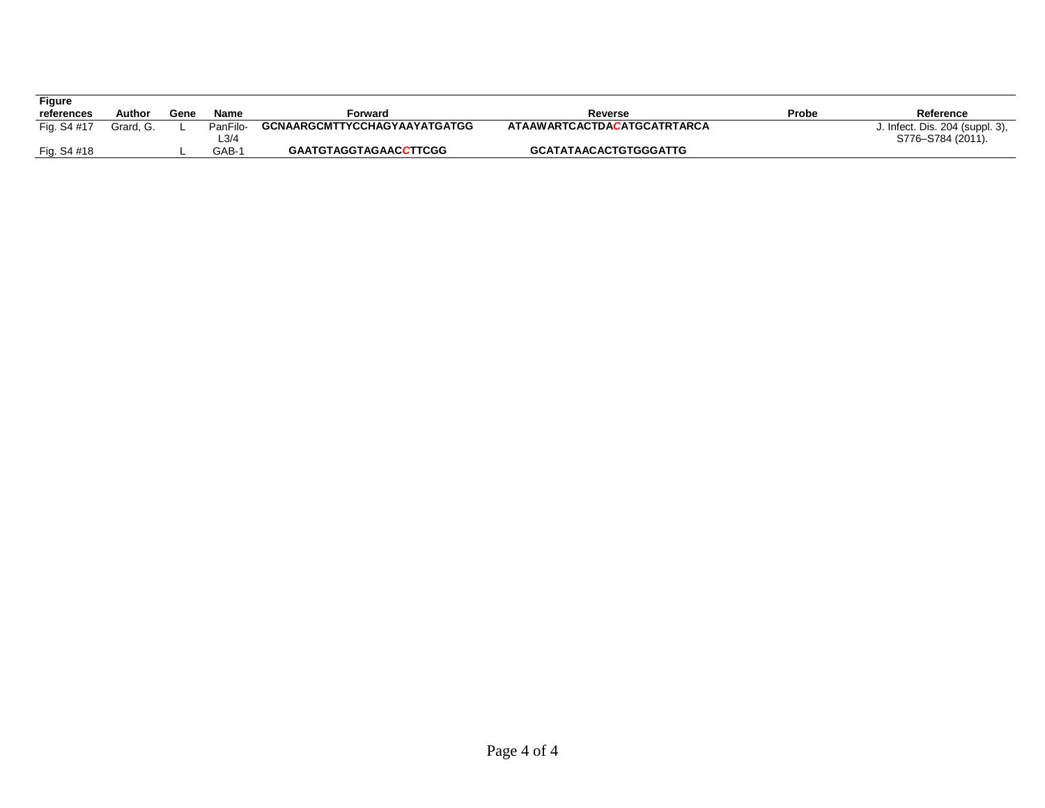| Figure references | Author | Gene | Name | Forward | Reverse | Probe | Reference |
| --- | --- | --- | --- | --- | --- | --- | --- |
| Fig. S4 #17 | Grard, G. | L | PanFilo-L3/4 | **GCNAARGCMTTYCCHAGYAAYATGATGG** | **ATAAWARTCACTDACATGCATRTARCA** | | J. Infect. Dis. 204 (suppl. 3), S776–S784 (2011). |
| Fig. S4 #18 | | L | GAB-1 | **GAATGTAGGTAGAACCTTCGG** | **GCATATAACACTGTGGGATTG** | | |